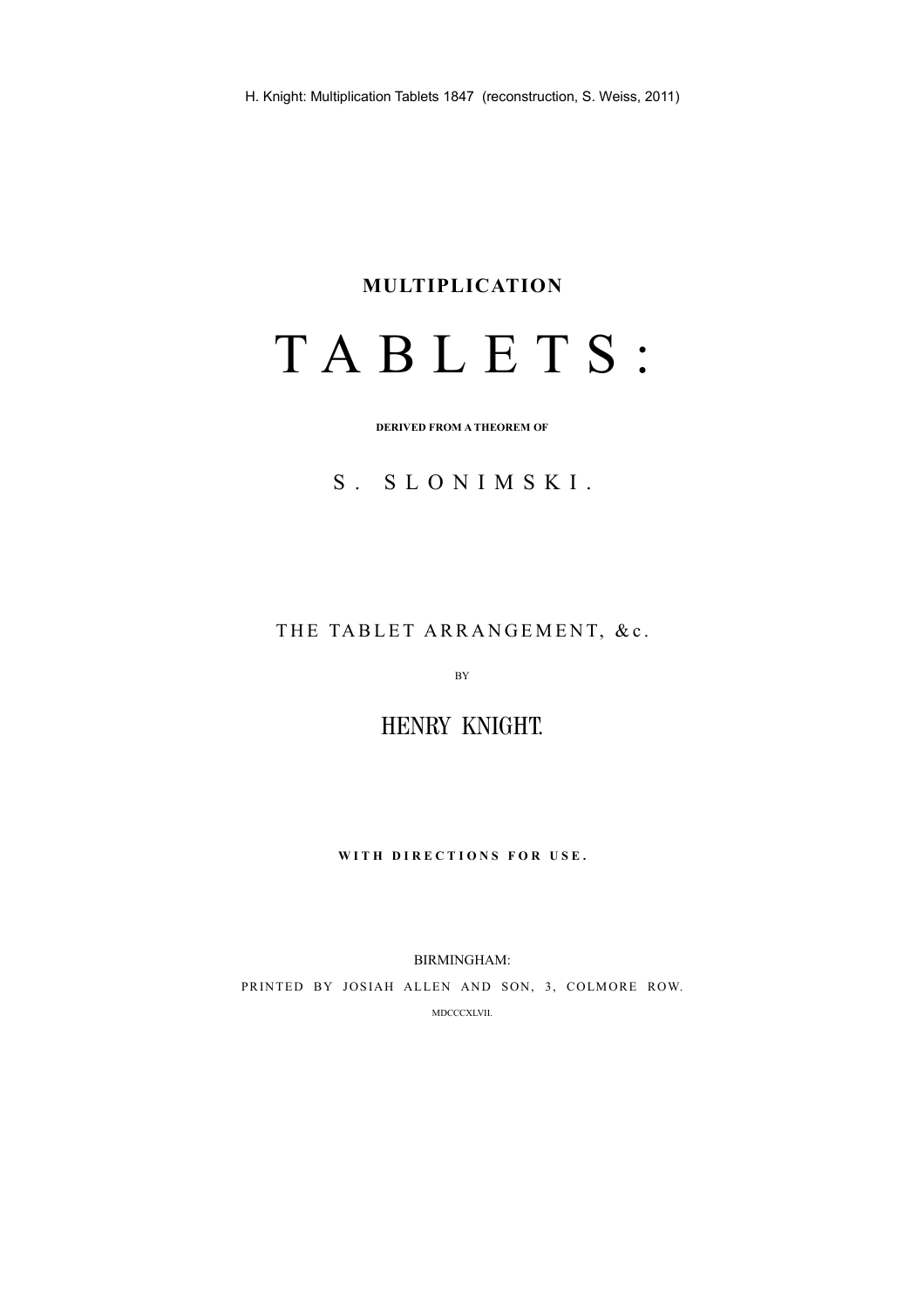H. Knight: Multiplication Tablets 1847 (reconstruction, S. Weiss, 2011)

**MULTIPLICATION**

# T A B L E T S :

**DERIVED FROM A THEOREM OF**

## S . S L O N I M S K I .

THE TABLET ARRANGEMENT, &c.

BY

## HENRY KNIGHT.

**WITH DIRECTIONS FOR USE.**

BIRMINGHAM:

PRINTED BY JOSIAH ALLEN AND SON, 3, COLMORE ROW.

MDCCCXLVII.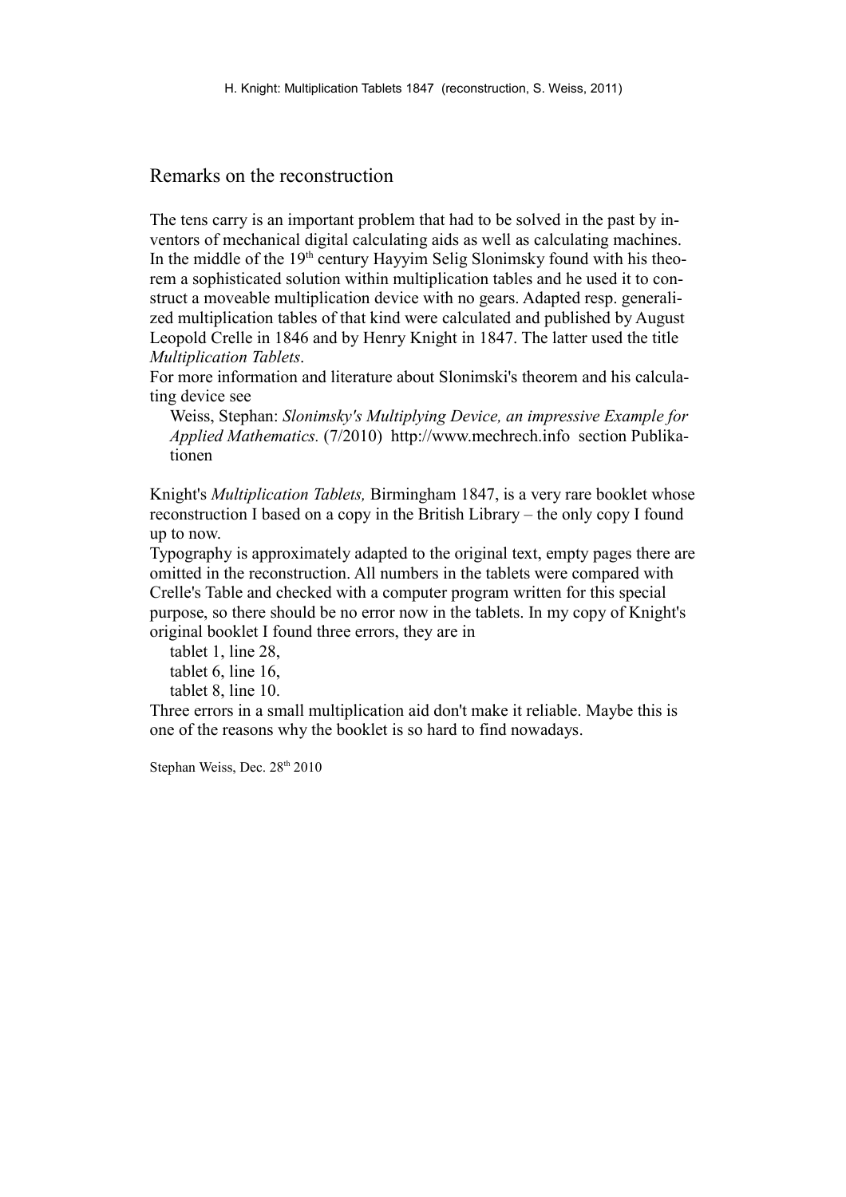## Remarks on the reconstruction

The tens carry is an important problem that had to be solved in the past by inventors of mechanical digital calculating aids as well as calculating machines. In the middle of the 19th century Hayyim Selig Slonimsky found with his theorem a sophisticated solution within multiplication tables and he used it to construct a moveable multiplication device with no gears. Adapted resp. generalized multiplication tables of that kind were calculated and published by August Leopold Crelle in 1846 and by Henry Knight in 1847. The latter used the title *Multiplication Tablets*.

For more information and literature about Slonimski's theorem and his calculating device see

> Weiss, Stephan: *Slonimsky's Multiplying Device, an impressive Example for Applied Mathematics.* (7/2010) http://www.mechrech.info section Publikationen

Knight's *Multiplication Tablets,* Birmingham 1847, is a very rare booklet whose reconstruction I based on a copy in the British Library – the only copy I found up to now.

Typography is approximately adapted to the original text, empty pages there are omitted in the reconstruction. All numbers in the tablets were compared with Crelle's Table and checked with a computer program written for this special purpose, so there should be no error now in the tablets. In my copy of Knight's original booklet I found three errors, they are in

- tablet 1, line 28,
- tablet 6, line 16,
- tablet 8, line 10.

Three errors in a small multiplication aid don't make it reliable. Maybe this is one of the reasons why the booklet is so hard to find nowadays.

Stephan Weiss, Dec. 28th 2010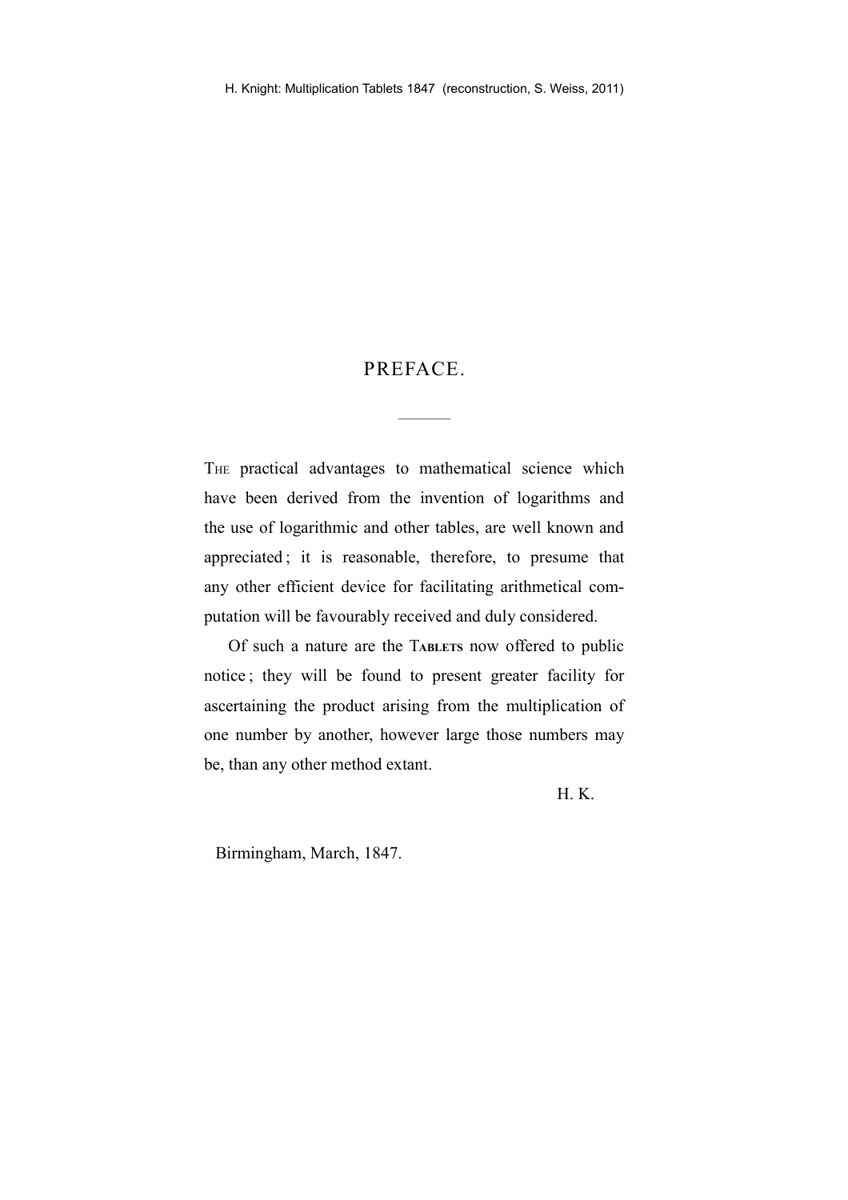# PREFACE.

---

The practical advantages to mathematical science which have been derived from the invention of logarithms and the use of logarithmic and other tables, are well known and appreciated; it is reasonable, therefore, to presume that any other efficient device for facilitating arithmetical computation will be favourably received and duly considered.

Of such a nature are the Tablets now offered to public notice; they will be found to present greater facility for ascertaining the product arising from the multiplication of one number by another, however large those numbers may be, than any other method extant.

H. K.

Birmingham, March, 1847.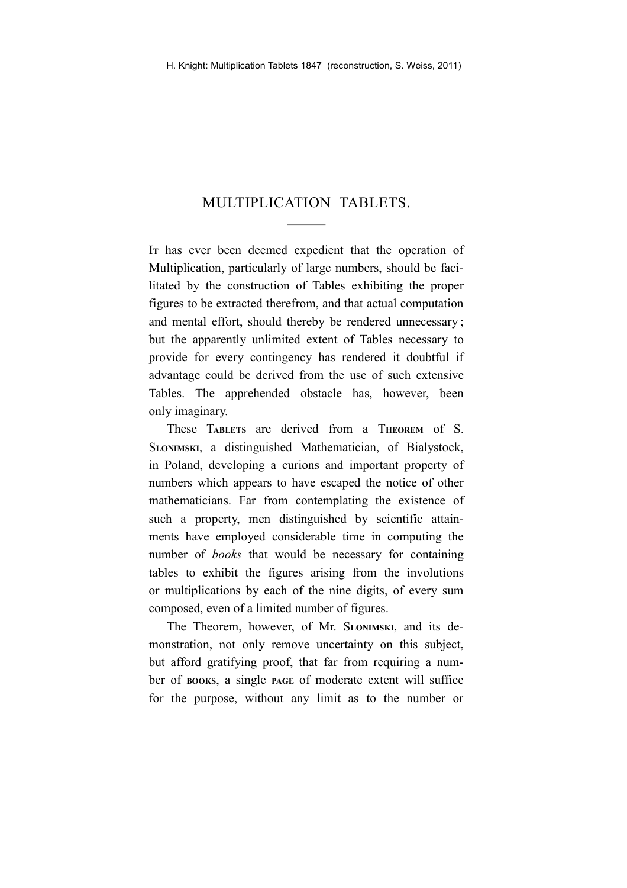# MULTIPLICATION TABLETS.

It has ever been deemed expedient that the operation of Multiplication, particularly of large numbers, should be facilitated by the construction of Tables exhibiting the proper figures to be extracted therefrom, and that actual computation and mental effort, should thereby be rendered unnecessary; but the apparently unlimited extent of Tables necessary to provide for every contingency has rendered it doubtful if advantage could be derived from the use of such extensive Tables. The apprehended obstacle has, however, been only imaginary.

These Tablets are derived from a Theorem of S. Slonimski, a distinguished Mathematician, of Bialystock, in Poland, developing a curions and important property of numbers which appears to have escaped the notice of other mathematicians. Far from contemplating the existence of such a property, men distinguished by scientific attainments have employed considerable time in computing the number of *books* that would be necessary for containing tables to exhibit the figures arising from the involutions or multiplications by each of the nine digits, of every sum composed, even of a limited number of figures.

The Theorem, however, of Mr. Slonimski, and its demonstration, not only remove uncertainty on this subject, but afford gratifying proof, that far from requiring a number of books, a single page of moderate extent will suffice for the purpose, without any limit as to the number or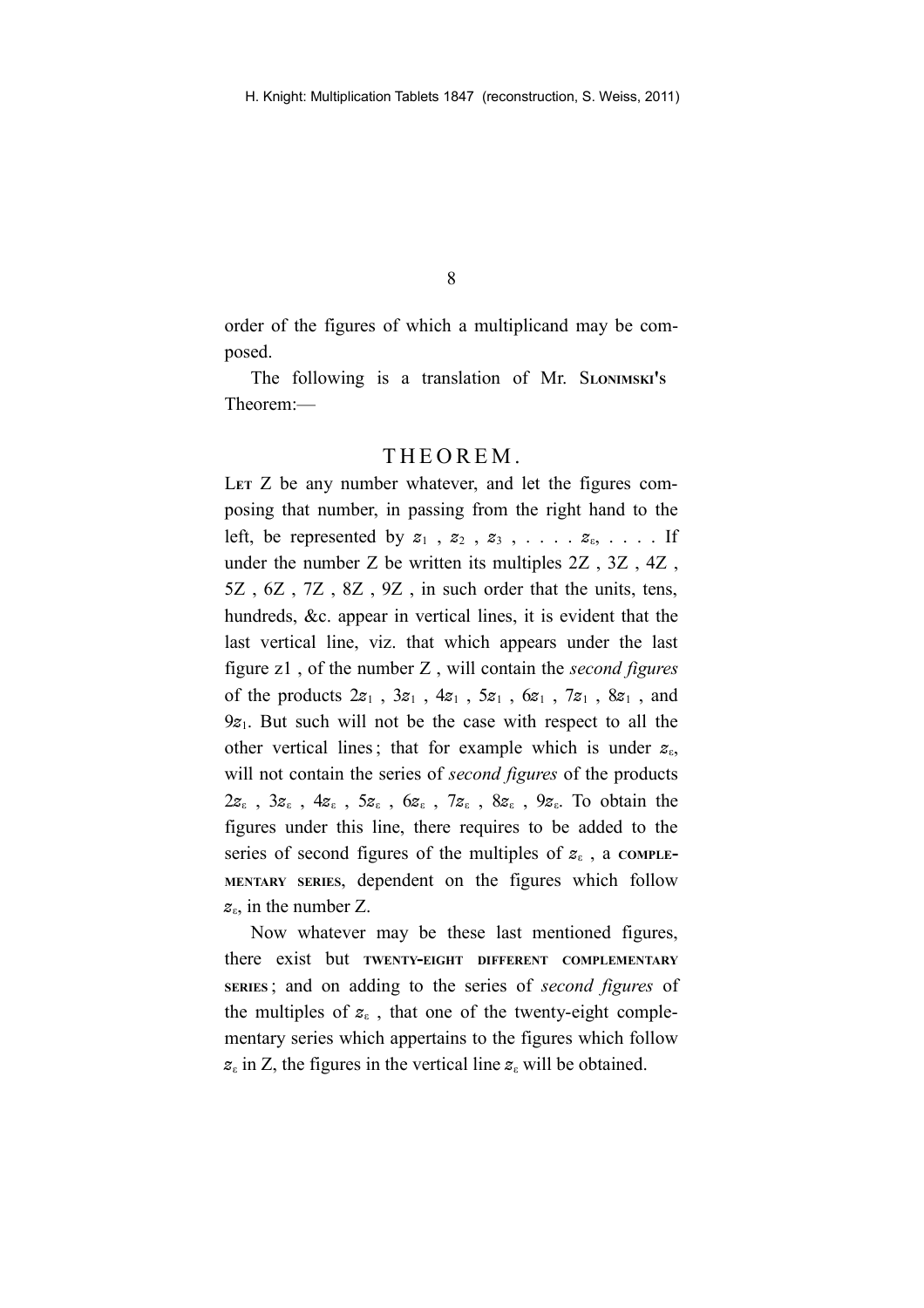order of the figures of which a multiplicand may be composed.

The following is a translation of Mr. SLONIMSKI'S Theorem:—

## THEOREM.

LET Z be any number whatever, and let the figures composing that number, in passing from the right hand to the left, be represented by $z_1$ , $z_2$ , $z_3$ , . . . . $z_\varepsilon$, . . . . If under the number Z be written its multiples 2Z , 3Z , 4Z , 5Z , 6Z , 7Z , 8Z , 9Z , in such order that the units, tens, hundreds, &c. appear in vertical lines, it is evident that the last vertical line, viz. that which appears under the last figure z1 , of the number Z , will contain the *second figures* of the products $2z_1$ , $3z_1$ , $4z_1$ , $5z_1$ , $6z_1$ , $7z_1$ , $8z_1$ , and $9z_1$. But such will not be the case with respect to all the other vertical lines; that for example which is under $z_\varepsilon$, will not contain the series of *second figures* of the products $2z_\varepsilon$ , $3z_\varepsilon$ , $4z_\varepsilon$ , $5z_\varepsilon$ , $6z_\varepsilon$ , $7z_\varepsilon$ , $8z_\varepsilon$ , $9z_\varepsilon$. To obtain the figures under this line, there requires to be added to the series of second figures of the multiples of $z_\varepsilon$ , a COMPLEMENTARY SERIES, dependent on the figures which follow $z_\varepsilon$, in the number Z.

Now whatever may be these last mentioned figures, there exist but TWENTY-EIGHT DIFFERENT COMPLEMENTARY SERIES; and on adding to the series of *second figures* of the multiples of $z_\varepsilon$ , that one of the twenty-eight complementary series which appertains to the figures which follow $z_\varepsilon$ in Z, the figures in the vertical line $z_\varepsilon$ will be obtained.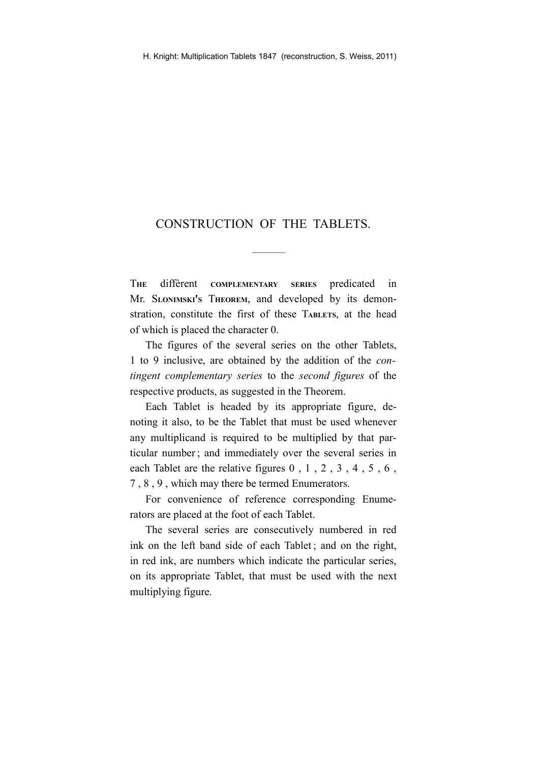## CONSTRUCTION OF THE TABLETS.

---

The diffèrent complementary series predicated in Mr. Slonimski's Theorem, and developed by its demonstration, constitute the first of these Tablets, at the head of which is placed the character 0.

The figures of the several series on the other Tablets, 1 to 9 inclusive, are obtained by the addition of the *contingent complementary series* to the *second figures* of the respective products, as suggested in the Theorem.

Each Tablet is headed by its appropriate figure, denoting it also, to be the Tablet that must be used whenever any multiplicand is required to be multiplied by that particular number; and immediately over the several series in each Tablet are the relative figures 0 , 1 , 2 , 3 , 4 , 5 , 6 , 7 , 8 , 9 , which may there be termed Enumerators.

For convenience of reference corresponding Enumerators are placed at the foot of each Tablet.

The several series are consecutively numbered in red ink on the left band side of each Tablet; and on the right, in red ink, are numbers which indicate the particular series, on its appropriate Tablet, that must be used with the next multiplying figure.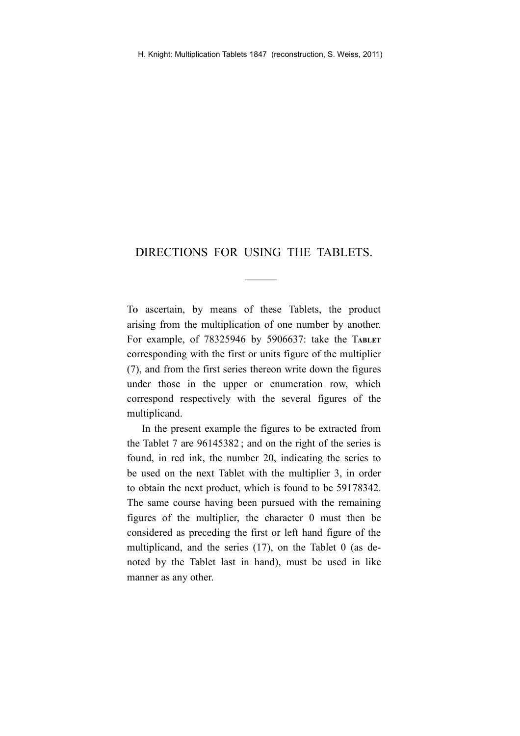# DIRECTIONS FOR USING THE TABLETS.

---

To ascertain, by means of these Tablets, the product arising from the multiplication of one number by another. For example, of 78325946 by 5906637: take the Tablet corresponding with the first or units figure of the multiplier (7), and from the first series thereon write down the figures under those in the upper or enumeration row, which correspond respectively with the several figures of the multiplicand.

In the present example the figures to be extracted from the Tablet 7 are 96145382 ; and on the right of the series is found, in red ink, the number 20, indicating the series to be used on the next Tablet with the multiplier 3, in order to obtain the next product, which is found to be 59178342. The same course having been pursued with the remaining figures of the multiplier, the character 0 must then be considered as preceding the first or left hand figure of the multiplicand, and the series (17), on the Tablet 0 (as denoted by the Tablet last in hand), must be used in like manner as any other.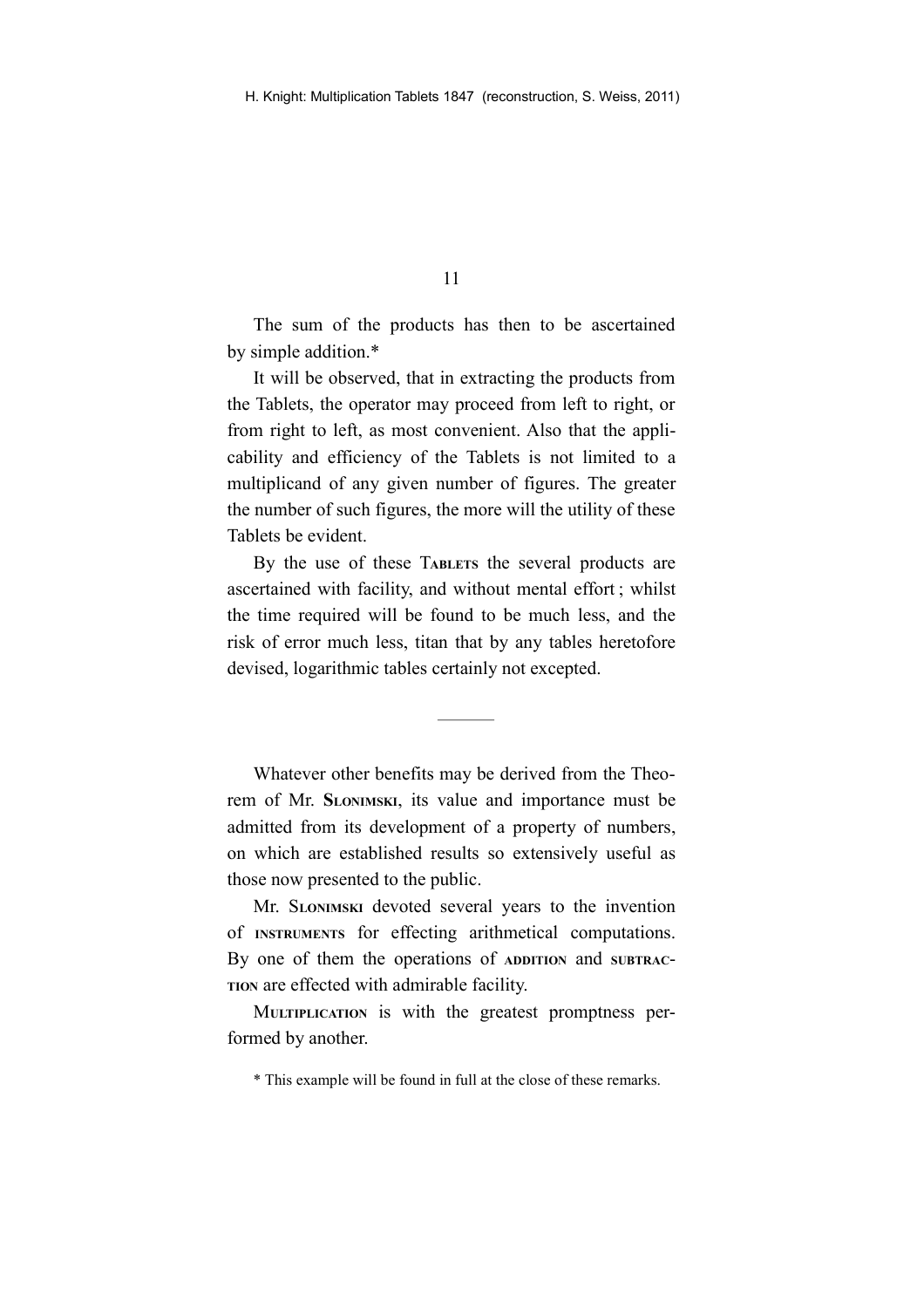The sum of the products has then to be ascertained by simple addition.*

It will be observed, that in extracting the products from the Tablets, the operator may proceed from left to right, or from right to left, as most convenient. Also that the applicability and efficiency of the Tablets is not limited to a multiplicand of any given number of figures. The greater the number of such figures, the more will the utility of these Tablets be evident.

By the use of these TABLETS the several products are ascertained with facility, and without mental effort ; whilst the time required will be found to be much less, and the risk of error much less, titan that by any tables heretofore devised, logarithmic tables certainly not excepted.

---

Whatever other benefits may be derived from the Theorem of Mr. **SLONIMSKI**, its value and importance must be admitted from its development of a property of numbers, on which are established results so extensively useful as those now presented to the public.

Mr. SLONIMSKI devoted several years to the invention of INSTRUMENTS for effecting arithmetical computations. By one of them the operations of ADDITION and SUBTRACTION are effected with admirable facility.

MULTIPLICATION is with the greatest promptness performed by another.

\* This example will be found in full at the close of these remarks.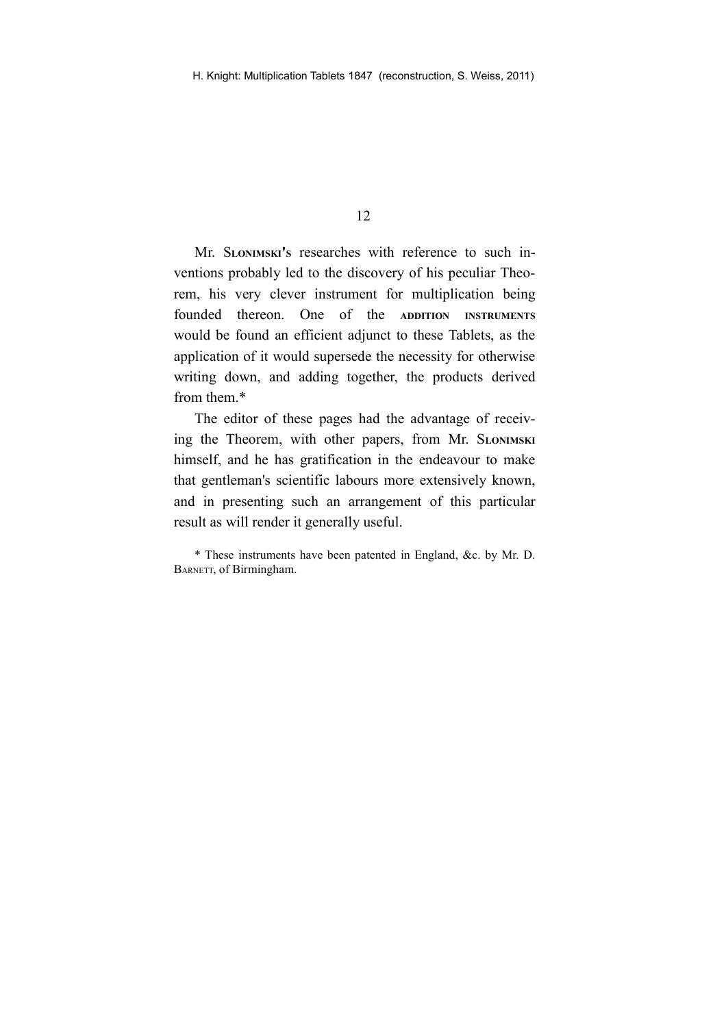Mr. Slonimski's researches with reference to such inventions probably led to the discovery of his peculiar Theorem, his very clever instrument for multiplication being founded thereon. One of the addition instruments would be found an efficient adjunct to these Tablets, as the application of it would supersede the necessity for otherwise writing down, and adding together, the products derived from them.*

The editor of these pages had the advantage of receiving the Theorem, with other papers, from Mr. Slonimski himself, and he has gratification in the endeavour to make that gentleman's scientific labours more extensively known, and in presenting such an arrangement of this particular result as will render it generally useful.

* These instruments have been patented in England, &c. by Mr. D. Barnett, of Birmingham.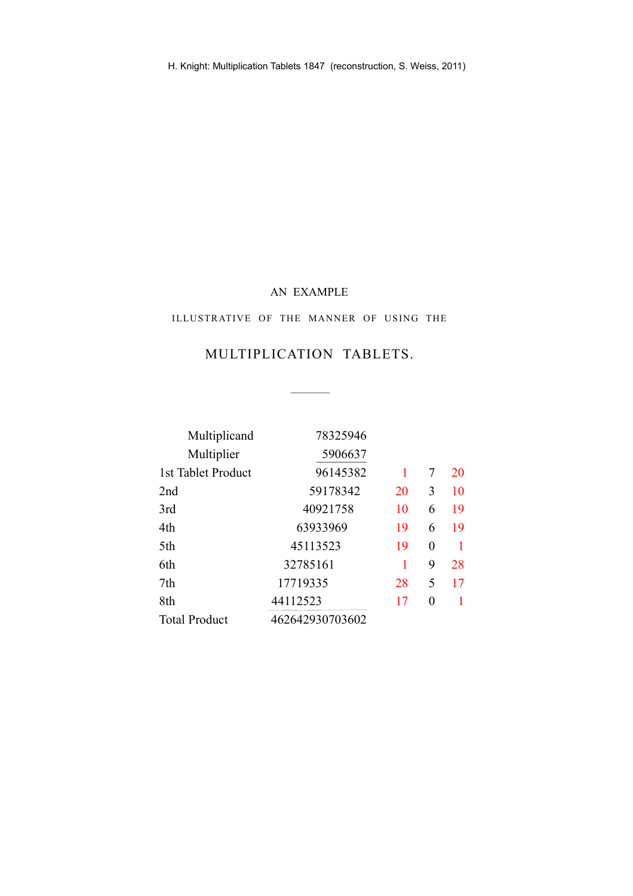## AN EXAMPLE

ILLUSTRATIVE OF THE MANNER OF USING THE

## MULTIPLICATION TABLETS.

---

| | | | | |
|---|---|---|---|---|
| Multiplicand | 78325946 | | | |
| Multiplier | 5906637 | | | |
| 1st Tablet Product | 96145382 | 1 | 7 | 20 |
| 2nd | 59178342 | 20 | 3 | 10 |
| 3rd | 40921758 | 10 | 6 | 19 |
| 4th | 63933969 | 19 | 6 | 19 |
| 5th | 45113523 | 19 | 0 | 1 |
| 6th | 32785161 | 1 | 9 | 28 |
| 7th | 17719335 | 28 | 5 | 17 |
| 8th | 44112523 | 17 | 0 | 1 |
| Total Product | 462642930703602 | | | |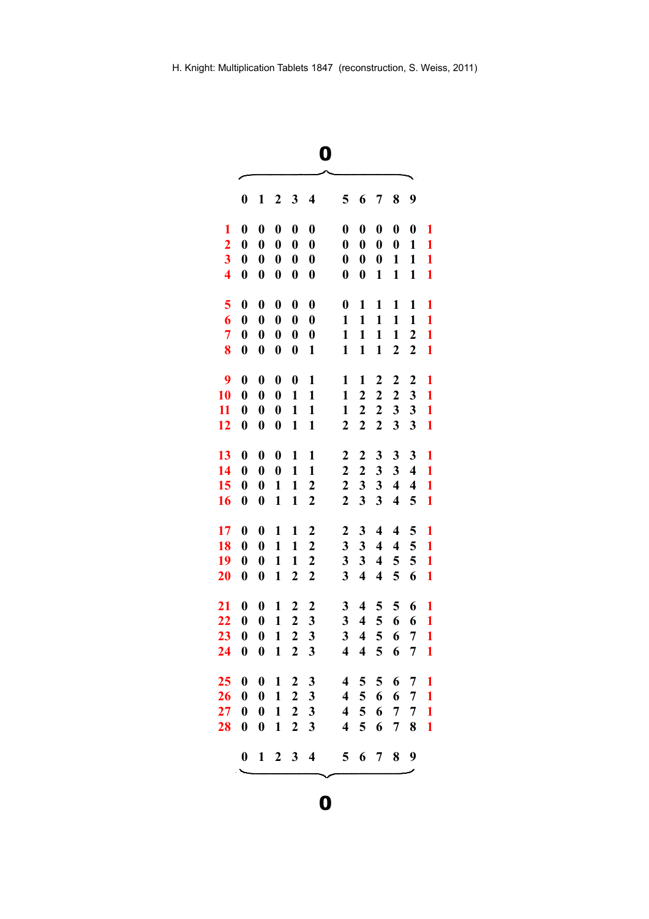H. Knight: Multiplication Tablets 1847 (reconstruction, S. Weiss, 2011)

**0**

| | 0 | 1 | 2 | 3 | 4 | 5 | 6 | 7 | 8 | 9 | |
|---|---|---|---|---|---|---|---|---|---|---|---|
| 1 | 0 | 0 | 0 | 0 | 0 | 0 | 0 | 0 | 0 | 0 | 1 |
| 2 | 0 | 0 | 0 | 0 | 0 | 0 | 0 | 0 | 0 | 1 | 1 |
| 3 | 0 | 0 | 0 | 0 | 0 | 0 | 0 | 0 | 1 | 1 | 1 |
| 4 | 0 | 0 | 0 | 0 | 0 | 0 | 0 | 1 | 1 | 1 | 1 |
| 5 | 0 | 0 | 0 | 0 | 0 | 0 | 1 | 1 | 1 | 1 | 1 |
| 6 | 0 | 0 | 0 | 0 | 0 | 1 | 1 | 1 | 1 | 1 | 1 |
| 7 | 0 | 0 | 0 | 0 | 0 | 1 | 1 | 1 | 1 | 2 | 1 |
| 8 | 0 | 0 | 0 | 0 | 1 | 1 | 1 | 1 | 2 | 2 | 1 |
| 9 | 0 | 0 | 0 | 0 | 1 | 1 | 1 | 2 | 2 | 2 | 1 |
| 10 | 0 | 0 | 0 | 1 | 1 | 1 | 2 | 2 | 2 | 3 | 1 |
| 11 | 0 | 0 | 0 | 1 | 1 | 1 | 2 | 2 | 3 | 3 | 1 |
| 12 | 0 | 0 | 0 | 1 | 1 | 2 | 2 | 2 | 3 | 3 | 1 |
| 13 | 0 | 0 | 0 | 1 | 1 | 2 | 2 | 3 | 3 | 3 | 1 |
| 14 | 0 | 0 | 0 | 1 | 1 | 2 | 2 | 3 | 3 | 4 | 1 |
| 15 | 0 | 0 | 1 | 1 | 2 | 2 | 3 | 3 | 4 | 4 | 1 |
| 16 | 0 | 0 | 1 | 1 | 2 | 2 | 3 | 3 | 4 | 5 | 1 |
| 17 | 0 | 0 | 1 | 1 | 2 | 2 | 3 | 4 | 4 | 5 | 1 |
| 18 | 0 | 0 | 1 | 1 | 2 | 3 | 3 | 4 | 4 | 5 | 1 |
| 19 | 0 | 0 | 1 | 1 | 2 | 3 | 3 | 4 | 5 | 5 | 1 |
| 20 | 0 | 0 | 1 | 2 | 2 | 3 | 4 | 4 | 5 | 6 | 1 |
| 21 | 0 | 0 | 1 | 2 | 2 | 3 | 4 | 5 | 5 | 6 | 1 |
| 22 | 0 | 0 | 1 | 2 | 3 | 3 | 4 | 5 | 6 | 6 | 1 |
| 23 | 0 | 0 | 1 | 2 | 3 | 3 | 4 | 5 | 6 | 7 | 1 |
| 24 | 0 | 0 | 1 | 2 | 3 | 4 | 4 | 5 | 6 | 7 | 1 |
| 25 | 0 | 0 | 1 | 2 | 3 | 4 | 5 | 5 | 6 | 7 | 1 |
| 26 | 0 | 0 | 1 | 2 | 3 | 4 | 5 | 6 | 6 | 7 | 1 |
| 27 | 0 | 0 | 1 | 2 | 3 | 4 | 5 | 6 | 7 | 7 | 1 |
| 28 | 0 | 0 | 1 | 2 | 3 | 4 | 5 | 6 | 7 | 8 | 1 |
| | 0 | 1 | 2 | 3 | 4 | 5 | 6 | 7 | 8 | 9 | |

**0**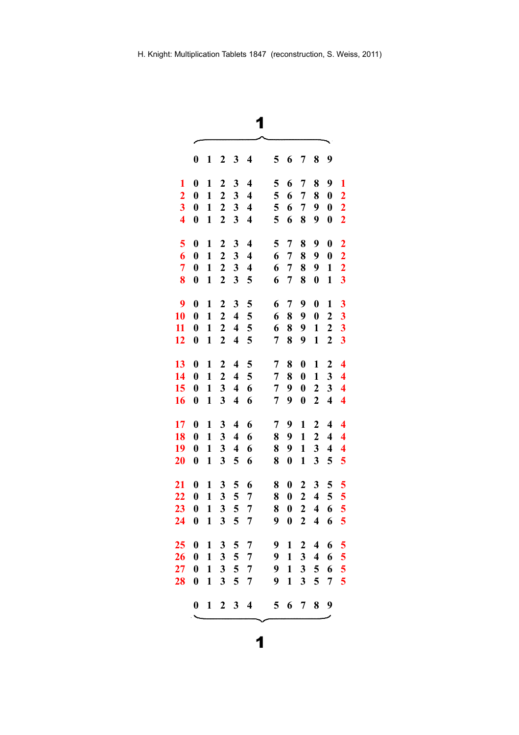H. Knight: Multiplication Tablets 1847 (reconstruction, S. Weiss, 2011)

**1**

| | 0 | 1 | 2 | 3 | 4 | 5 | 6 | 7 | 8 | 9 | |
|---|---|---|---|---|---|---|---|---|---|---|---|
| 1 | 0 | 1 | 2 | 3 | 4 | 5 | 6 | 7 | 8 | 9 | 1 |
| 2 | 0 | 1 | 2 | 3 | 4 | 5 | 6 | 7 | 8 | 0 | 2 |
| 3 | 0 | 1 | 2 | 3 | 4 | 5 | 6 | 7 | 9 | 0 | 2 |
| 4 | 0 | 1 | 2 | 3 | 4 | 5 | 6 | 8 | 9 | 0 | 2 |
| 5 | 0 | 1 | 2 | 3 | 4 | 5 | 7 | 8 | 9 | 0 | 2 |
| 6 | 0 | 1 | 2 | 3 | 4 | 6 | 7 | 8 | 9 | 0 | 2 |
| 7 | 0 | 1 | 2 | 3 | 4 | 6 | 7 | 8 | 9 | 1 | 2 |
| 8 | 0 | 1 | 2 | 3 | 5 | 6 | 7 | 8 | 0 | 1 | 3 |
| 9 | 0 | 1 | 2 | 3 | 5 | 6 | 7 | 9 | 0 | 1 | 3 |
| 10 | 0 | 1 | 2 | 4 | 5 | 6 | 8 | 9 | 0 | 2 | 3 |
| 11 | 0 | 1 | 2 | 4 | 5 | 6 | 8 | 9 | 1 | 2 | 3 |
| 12 | 0 | 1 | 2 | 4 | 5 | 7 | 8 | 9 | 1 | 2 | 3 |
| 13 | 0 | 1 | 2 | 4 | 5 | 7 | 8 | 0 | 1 | 2 | 4 |
| 14 | 0 | 1 | 2 | 4 | 5 | 7 | 8 | 0 | 1 | 3 | 4 |
| 15 | 0 | 1 | 3 | 4 | 6 | 7 | 9 | 0 | 2 | 3 | 4 |
| 16 | 0 | 1 | 3 | 4 | 6 | 7 | 9 | 0 | 2 | 4 | 4 |
| 17 | 0 | 1 | 3 | 4 | 6 | 7 | 9 | 1 | 2 | 4 | 4 |
| 18 | 0 | 1 | 3 | 4 | 6 | 8 | 9 | 1 | 2 | 4 | 4 |
| 19 | 0 | 1 | 3 | 4 | 6 | 8 | 9 | 1 | 3 | 4 | 4 |
| 20 | 0 | 1 | 3 | 5 | 6 | 8 | 0 | 1 | 3 | 5 | 5 |
| 21 | 0 | 1 | 3 | 5 | 6 | 8 | 0 | 2 | 3 | 5 | 5 |
| 22 | 0 | 1 | 3 | 5 | 7 | 8 | 0 | 2 | 4 | 5 | 5 |
| 23 | 0 | 1 | 3 | 5 | 7 | 8 | 0 | 2 | 4 | 6 | 5 |
| 24 | 0 | 1 | 3 | 5 | 7 | 9 | 0 | 2 | 4 | 6 | 5 |
| 25 | 0 | 1 | 3 | 5 | 7 | 9 | 1 | 2 | 4 | 6 | 5 |
| 26 | 0 | 1 | 3 | 5 | 7 | 9 | 1 | 3 | 4 | 6 | 5 |
| 27 | 0 | 1 | 3 | 5 | 7 | 9 | 1 | 3 | 5 | 6 | 5 |
| 28 | 0 | 1 | 3 | 5 | 7 | 9 | 1 | 3 | 5 | 7 | 5 |
| | 0 | 1 | 2 | 3 | 4 | 5 | 6 | 7 | 8 | 9 | |

**1**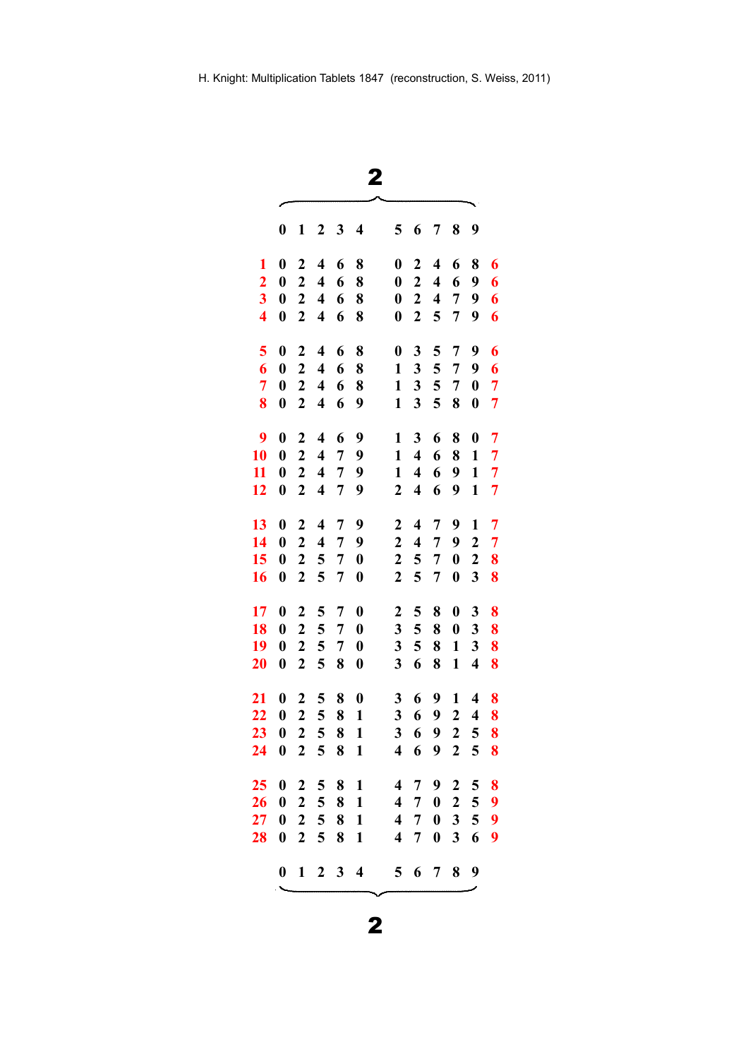## 2

| | 0 | 1 | 2 | 3 | 4 | 5 | 6 | 7 | 8 | 9 | |
|---|---|---|---|---|---|---|---|---|---|---|---|
| 1 | 0 | 2 | 4 | 6 | 8 | 0 | 2 | 4 | 6 | 8 | 6 |
| 2 | 0 | 2 | 4 | 6 | 8 | 0 | 2 | 4 | 6 | 9 | 6 |
| 3 | 0 | 2 | 4 | 6 | 8 | 0 | 2 | 4 | 7 | 9 | 6 |
| 4 | 0 | 2 | 4 | 6 | 8 | 0 | 2 | 5 | 7 | 9 | 6 |
| 5 | 0 | 2 | 4 | 6 | 8 | 0 | 3 | 5 | 7 | 9 | 6 |
| 6 | 0 | 2 | 4 | 6 | 8 | 1 | 3 | 5 | 7 | 9 | 6 |
| 7 | 0 | 2 | 4 | 6 | 8 | 1 | 3 | 5 | 7 | 0 | 7 |
| 8 | 0 | 2 | 4 | 6 | 9 | 1 | 3 | 5 | 8 | 0 | 7 |
| 9 | 0 | 2 | 4 | 6 | 9 | 1 | 3 | 6 | 8 | 0 | 7 |
| 10 | 0 | 2 | 4 | 7 | 9 | 1 | 4 | 6 | 8 | 1 | 7 |
| 11 | 0 | 2 | 4 | 7 | 9 | 1 | 4 | 6 | 9 | 1 | 7 |
| 12 | 0 | 2 | 4 | 7 | 9 | 2 | 4 | 6 | 9 | 1 | 7 |
| 13 | 0 | 2 | 4 | 7 | 9 | 2 | 4 | 7 | 9 | 1 | 7 |
| 14 | 0 | 2 | 4 | 7 | 9 | 2 | 4 | 7 | 9 | 2 | 7 |
| 15 | 0 | 2 | 5 | 7 | 0 | 2 | 5 | 7 | 0 | 2 | 8 |
| 16 | 0 | 2 | 5 | 7 | 0 | 2 | 5 | 7 | 0 | 3 | 8 |
| 17 | 0 | 2 | 5 | 7 | 0 | 2 | 5 | 8 | 0 | 3 | 8 |
| 18 | 0 | 2 | 5 | 7 | 0 | 3 | 5 | 8 | 0 | 3 | 8 |
| 19 | 0 | 2 | 5 | 7 | 0 | 3 | 5 | 8 | 1 | 3 | 8 |
| 20 | 0 | 2 | 5 | 8 | 0 | 3 | 6 | 8 | 1 | 4 | 8 |
| 21 | 0 | 2 | 5 | 8 | 0 | 3 | 6 | 9 | 1 | 4 | 8 |
| 22 | 0 | 2 | 5 | 8 | 1 | 3 | 6 | 9 | 2 | 4 | 8 |
| 23 | 0 | 2 | 5 | 8 | 1 | 3 | 6 | 9 | 2 | 5 | 8 |
| 24 | 0 | 2 | 5 | 8 | 1 | 4 | 6 | 9 | 2 | 5 | 8 |
| 25 | 0 | 2 | 5 | 8 | 1 | 4 | 7 | 9 | 2 | 5 | 8 |
| 26 | 0 | 2 | 5 | 8 | 1 | 4 | 7 | 0 | 2 | 5 | 9 |
| 27 | 0 | 2 | 5 | 8 | 1 | 4 | 7 | 0 | 3 | 5 | 9 |
| 28 | 0 | 2 | 5 | 8 | 1 | 4 | 7 | 0 | 3 | 6 | 9 |
| | 0 | 1 | 2 | 3 | 4 | 5 | 6 | 7 | 8 | 9 | |

## 2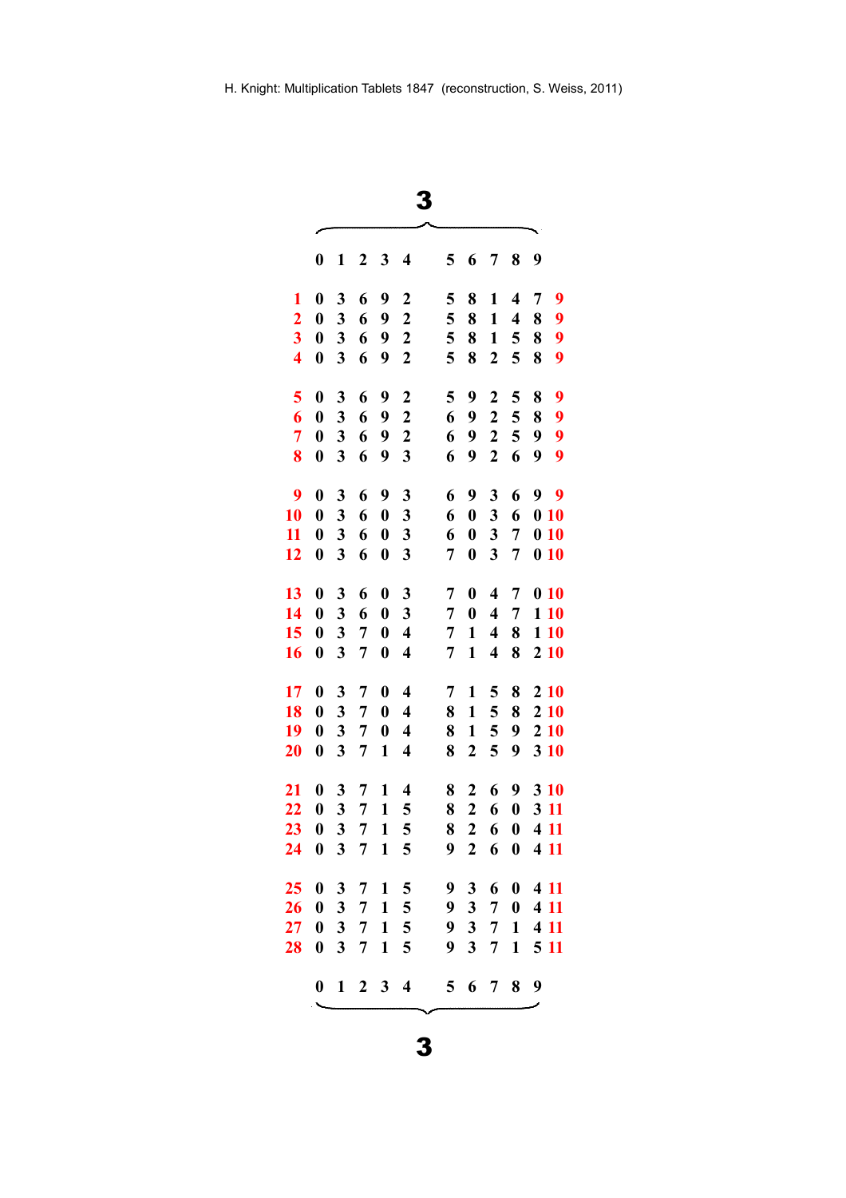H. Knight: Multiplication Tablets 1847 (reconstruction, S. Weiss, 2011)

# 3

| | 0 | 1 | 2 | 3 | 4 | 5 | 6 | 7 | 8 | 9 | |
|---|---|---|---|---|---|---|---|---|---|---|---|
| 1 | 0 | 3 | 6 | 9 | 2 | 5 | 8 | 1 | 4 | 7 | 9 |
| 2 | 0 | 3 | 6 | 9 | 2 | 5 | 8 | 1 | 4 | 8 | 9 |
| 3 | 0 | 3 | 6 | 9 | 2 | 5 | 8 | 1 | 5 | 8 | 9 |
| 4 | 0 | 3 | 6 | 9 | 2 | 5 | 8 | 2 | 5 | 8 | 9 |
| 5 | 0 | 3 | 6 | 9 | 2 | 5 | 9 | 2 | 5 | 8 | 9 |
| 6 | 0 | 3 | 6 | 9 | 2 | 6 | 9 | 2 | 5 | 8 | 9 |
| 7 | 0 | 3 | 6 | 9 | 2 | 6 | 9 | 2 | 5 | 9 | 9 |
| 8 | 0 | 3 | 6 | 9 | 3 | 6 | 9 | 2 | 6 | 9 | 9 |
| 9 | 0 | 3 | 6 | 9 | 3 | 6 | 9 | 3 | 6 | 9 | 9 |
| 10 | 0 | 3 | 6 | 0 | 3 | 6 | 0 | 3 | 6 | 0 | 10 |
| 11 | 0 | 3 | 6 | 0 | 3 | 6 | 0 | 3 | 7 | 0 | 10 |
| 12 | 0 | 3 | 6 | 0 | 3 | 7 | 0 | 3 | 7 | 0 | 10 |
| 13 | 0 | 3 | 6 | 0 | 3 | 7 | 0 | 4 | 7 | 0 | 10 |
| 14 | 0 | 3 | 6 | 0 | 3 | 7 | 0 | 4 | 7 | 1 | 10 |
| 15 | 0 | 3 | 7 | 0 | 4 | 7 | 1 | 4 | 8 | 1 | 10 |
| 16 | 0 | 3 | 7 | 0 | 4 | 7 | 1 | 4 | 8 | 2 | 10 |
| 17 | 0 | 3 | 7 | 0 | 4 | 7 | 1 | 5 | 8 | 2 | 10 |
| 18 | 0 | 3 | 7 | 0 | 4 | 8 | 1 | 5 | 8 | 2 | 10 |
| 19 | 0 | 3 | 7 | 0 | 4 | 8 | 1 | 5 | 9 | 2 | 10 |
| 20 | 0 | 3 | 7 | 1 | 4 | 8 | 2 | 5 | 9 | 3 | 10 |
| 21 | 0 | 3 | 7 | 1 | 4 | 8 | 2 | 6 | 9 | 3 | 10 |
| 22 | 0 | 3 | 7 | 1 | 5 | 8 | 2 | 6 | 0 | 3 | 11 |
| 23 | 0 | 3 | 7 | 1 | 5 | 8 | 2 | 6 | 0 | 4 | 11 |
| 24 | 0 | 3 | 7 | 1 | 5 | 9 | 2 | 6 | 0 | 4 | 11 |
| 25 | 0 | 3 | 7 | 1 | 5 | 9 | 3 | 6 | 0 | 4 | 11 |
| 26 | 0 | 3 | 7 | 1 | 5 | 9 | 3 | 7 | 0 | 4 | 11 |
| 27 | 0 | 3 | 7 | 1 | 5 | 9 | 3 | 7 | 1 | 4 | 11 |
| 28 | 0 | 3 | 7 | 1 | 5 | 9 | 3 | 7 | 1 | 5 | 11 |
| | 0 | 1 | 2 | 3 | 4 | 5 | 6 | 7 | 8 | 9 | |

# 3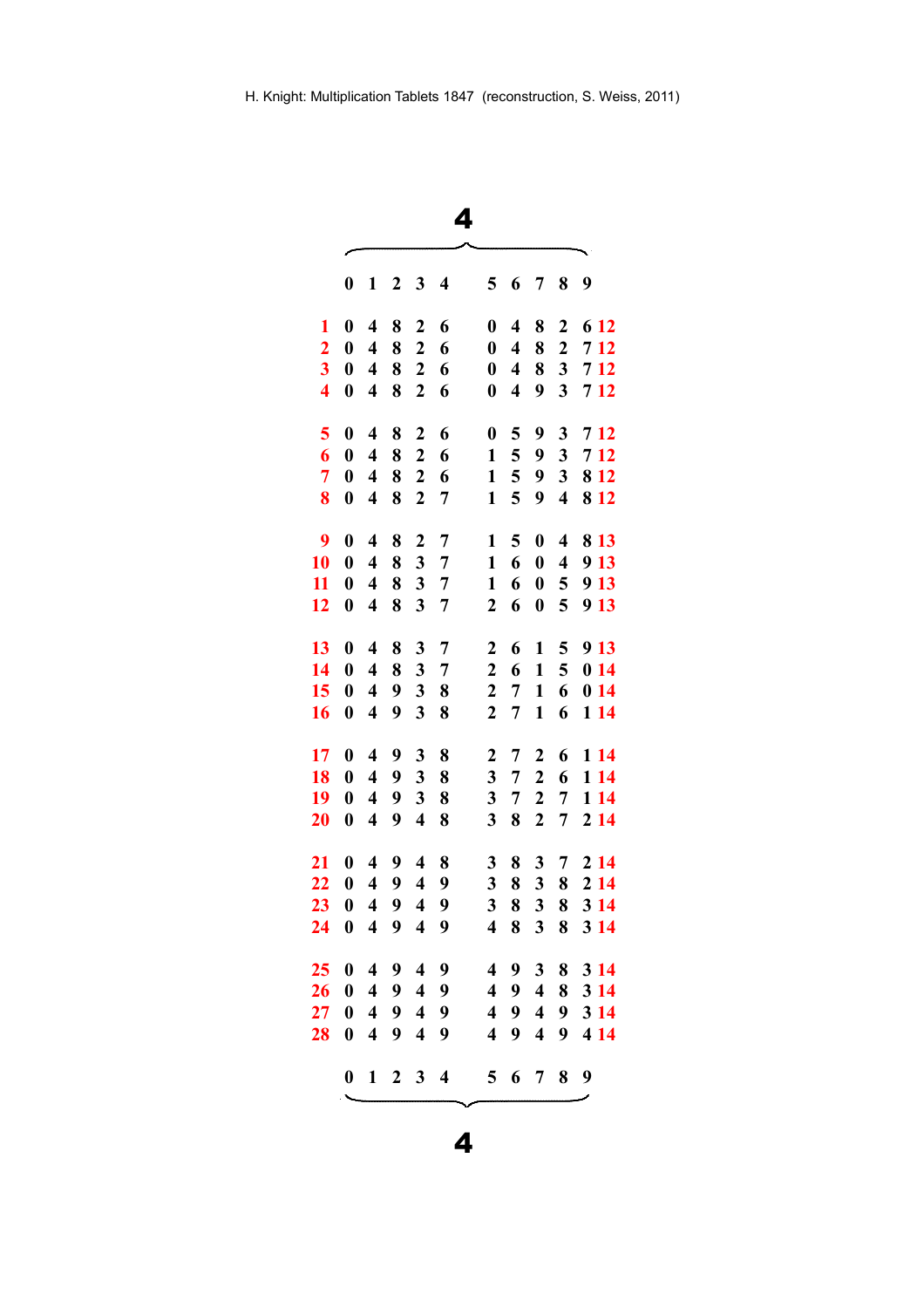# 4

| | 0 | 1 | 2 | 3 | 4 | 5 | 6 | 7 | 8 | 9 | |
|---|---|---|---|---|---|---|---|---|---|---|---|
| 1 | 0 | 4 | 8 | 2 | 6 | 0 | 4 | 8 | 2 | 6 | 12 |
| 2 | 0 | 4 | 8 | 2 | 6 | 0 | 4 | 8 | 2 | 7 | 12 |
| 3 | 0 | 4 | 8 | 2 | 6 | 0 | 4 | 8 | 3 | 7 | 12 |
| 4 | 0 | 4 | 8 | 2 | 6 | 0 | 4 | 9 | 3 | 7 | 12 |
| 5 | 0 | 4 | 8 | 2 | 6 | 0 | 5 | 9 | 3 | 7 | 12 |
| 6 | 0 | 4 | 8 | 2 | 6 | 1 | 5 | 9 | 3 | 7 | 12 |
| 7 | 0 | 4 | 8 | 2 | 6 | 1 | 5 | 9 | 3 | 8 | 12 |
| 8 | 0 | 4 | 8 | 2 | 7 | 1 | 5 | 9 | 4 | 8 | 12 |
| 9 | 0 | 4 | 8 | 2 | 7 | 1 | 5 | 0 | 4 | 8 | 13 |
| 10 | 0 | 4 | 8 | 3 | 7 | 1 | 6 | 0 | 4 | 9 | 13 |
| 11 | 0 | 4 | 8 | 3 | 7 | 1 | 6 | 0 | 5 | 9 | 13 |
| 12 | 0 | 4 | 8 | 3 | 7 | 2 | 6 | 0 | 5 | 9 | 13 |
| 13 | 0 | 4 | 8 | 3 | 7 | 2 | 6 | 1 | 5 | 9 | 13 |
| 14 | 0 | 4 | 8 | 3 | 7 | 2 | 6 | 1 | 5 | 0 | 14 |
| 15 | 0 | 4 | 9 | 3 | 8 | 2 | 7 | 1 | 6 | 0 | 14 |
| 16 | 0 | 4 | 9 | 3 | 8 | 2 | 7 | 1 | 6 | 1 | 14 |
| 17 | 0 | 4 | 9 | 3 | 8 | 2 | 7 | 2 | 6 | 1 | 14 |
| 18 | 0 | 4 | 9 | 3 | 8 | 3 | 7 | 2 | 6 | 1 | 14 |
| 19 | 0 | 4 | 9 | 3 | 8 | 3 | 7 | 2 | 7 | 1 | 14 |
| 20 | 0 | 4 | 9 | 4 | 8 | 3 | 8 | 2 | 7 | 2 | 14 |
| 21 | 0 | 4 | 9 | 4 | 8 | 3 | 8 | 3 | 7 | 2 | 14 |
| 22 | 0 | 4 | 9 | 4 | 9 | 3 | 8 | 3 | 8 | 2 | 14 |
| 23 | 0 | 4 | 9 | 4 | 9 | 3 | 8 | 3 | 8 | 3 | 14 |
| 24 | 0 | 4 | 9 | 4 | 9 | 4 | 8 | 3 | 8 | 3 | 14 |
| 25 | 0 | 4 | 9 | 4 | 9 | 4 | 9 | 3 | 8 | 3 | 14 |
| 26 | 0 | 4 | 9 | 4 | 9 | 4 | 9 | 4 | 8 | 3 | 14 |
| 27 | 0 | 4 | 9 | 4 | 9 | 4 | 9 | 4 | 9 | 3 | 14 |
| 28 | 0 | 4 | 9 | 4 | 9 | 4 | 9 | 4 | 9 | 4 | 14 |
| | 0 | 1 | 2 | 3 | 4 | 5 | 6 | 7 | 8 | 9 | |

# 4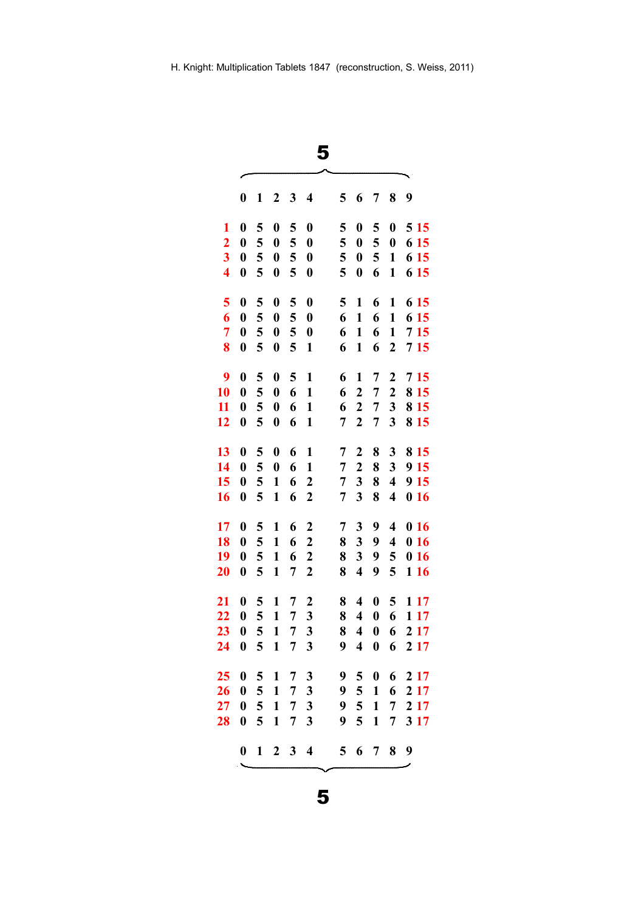# 5

| | 0 | 1 | 2 | 3 | 4 | 5 | 6 | 7 | 8 | 9 | |
|---|---|---|---|---|---|---|---|---|---|---|---|
| 1 | 0 | 5 | 0 | 5 | 0 | 5 | 0 | 5 | 0 | 5 | 15 |
| 2 | 0 | 5 | 0 | 5 | 0 | 5 | 0 | 5 | 0 | 6 | 15 |
| 3 | 0 | 5 | 0 | 5 | 0 | 5 | 0 | 5 | 1 | 6 | 15 |
| 4 | 0 | 5 | 0 | 5 | 0 | 5 | 0 | 6 | 1 | 6 | 15 |
| 5 | 0 | 5 | 0 | 5 | 0 | 5 | 1 | 6 | 1 | 6 | 15 |
| 6 | 0 | 5 | 0 | 5 | 0 | 6 | 1 | 6 | 1 | 6 | 15 |
| 7 | 0 | 5 | 0 | 5 | 0 | 6 | 1 | 6 | 1 | 7 | 15 |
| 8 | 0 | 5 | 0 | 5 | 1 | 6 | 1 | 6 | 2 | 7 | 15 |
| 9 | 0 | 5 | 0 | 5 | 1 | 6 | 1 | 7 | 2 | 7 | 15 |
| 10 | 0 | 5 | 0 | 6 | 1 | 6 | 2 | 7 | 2 | 8 | 15 |
| 11 | 0 | 5 | 0 | 6 | 1 | 6 | 2 | 7 | 3 | 8 | 15 |
| 12 | 0 | 5 | 0 | 6 | 1 | 7 | 2 | 7 | 3 | 8 | 15 |
| 13 | 0 | 5 | 0 | 6 | 1 | 7 | 2 | 8 | 3 | 8 | 15 |
| 14 | 0 | 5 | 0 | 6 | 1 | 7 | 2 | 8 | 3 | 9 | 15 |
| 15 | 0 | 5 | 1 | 6 | 2 | 7 | 3 | 8 | 4 | 9 | 15 |
| 16 | 0 | 5 | 1 | 6 | 2 | 7 | 3 | 8 | 4 | 0 | 16 |
| 17 | 0 | 5 | 1 | 6 | 2 | 7 | 3 | 9 | 4 | 0 | 16 |
| 18 | 0 | 5 | 1 | 6 | 2 | 8 | 3 | 9 | 4 | 0 | 16 |
| 19 | 0 | 5 | 1 | 6 | 2 | 8 | 3 | 9 | 5 | 0 | 16 |
| 20 | 0 | 5 | 1 | 7 | 2 | 8 | 4 | 9 | 5 | 1 | 16 |
| 21 | 0 | 5 | 1 | 7 | 2 | 8 | 4 | 0 | 5 | 1 | 17 |
| 22 | 0 | 5 | 1 | 7 | 3 | 8 | 4 | 0 | 6 | 1 | 17 |
| 23 | 0 | 5 | 1 | 7 | 3 | 8 | 4 | 0 | 6 | 2 | 17 |
| 24 | 0 | 5 | 1 | 7 | 3 | 9 | 4 | 0 | 6 | 2 | 17 |
| 25 | 0 | 5 | 1 | 7 | 3 | 9 | 5 | 0 | 6 | 2 | 17 |
| 26 | 0 | 5 | 1 | 7 | 3 | 9 | 5 | 1 | 6 | 2 | 17 |
| 27 | 0 | 5 | 1 | 7 | 3 | 9 | 5 | 1 | 7 | 2 | 17 |
| 28 | 0 | 5 | 1 | 7 | 3 | 9 | 5 | 1 | 7 | 3 | 17 |
| | 0 | 1 | 2 | 3 | 4 | 5 | 6 | 7 | 8 | 9 | |

# 5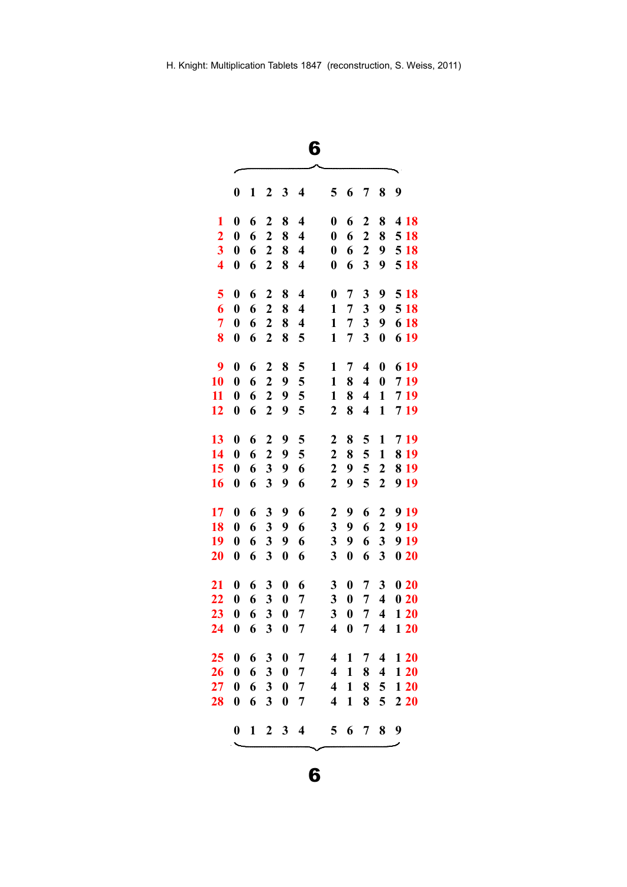# 6

| | 0 | 1 | 2 | 3 | 4 | 5 | 6 | 7 | 8 | 9 | |
|---|---|---|---|---|---|---|---|---|---|---|---|
| 1 | 0 | 6 | 2 | 8 | 4 | 0 | 6 | 2 | 8 | 4 | 18 |
| 2 | 0 | 6 | 2 | 8 | 4 | 0 | 6 | 2 | 8 | 5 | 18 |
| 3 | 0 | 6 | 2 | 8 | 4 | 0 | 6 | 2 | 9 | 5 | 18 |
| 4 | 0 | 6 | 2 | 8 | 4 | 0 | 6 | 3 | 9 | 5 | 18 |
| 5 | 0 | 6 | 2 | 8 | 4 | 0 | 7 | 3 | 9 | 5 | 18 |
| 6 | 0 | 6 | 2 | 8 | 4 | 1 | 7 | 3 | 9 | 5 | 18 |
| 7 | 0 | 6 | 2 | 8 | 4 | 1 | 7 | 3 | 9 | 6 | 18 |
| 8 | 0 | 6 | 2 | 8 | 5 | 1 | 7 | 3 | 0 | 6 | 19 |
| 9 | 0 | 6 | 2 | 8 | 5 | 1 | 7 | 4 | 0 | 6 | 19 |
| 10 | 0 | 6 | 2 | 9 | 5 | 1 | 8 | 4 | 0 | 7 | 19 |
| 11 | 0 | 6 | 2 | 9 | 5 | 1 | 8 | 4 | 1 | 7 | 19 |
| 12 | 0 | 6 | 2 | 9 | 5 | 2 | 8 | 4 | 1 | 7 | 19 |
| 13 | 0 | 6 | 2 | 9 | 5 | 2 | 8 | 5 | 1 | 7 | 19 |
| 14 | 0 | 6 | 2 | 9 | 5 | 2 | 8 | 5 | 1 | 8 | 19 |
| 15 | 0 | 6 | 3 | 9 | 6 | 2 | 9 | 5 | 2 | 8 | 19 |
| 16 | 0 | 6 | 3 | 9 | 6 | 2 | 9 | 5 | 2 | 9 | 19 |
| 17 | 0 | 6 | 3 | 9 | 6 | 2 | 9 | 6 | 2 | 9 | 19 |
| 18 | 0 | 6 | 3 | 9 | 6 | 3 | 9 | 6 | 2 | 9 | 19 |
| 19 | 0 | 6 | 3 | 9 | 6 | 3 | 9 | 6 | 3 | 9 | 19 |
| 20 | 0 | 6 | 3 | 0 | 6 | 3 | 0 | 6 | 3 | 0 | 20 |
| 21 | 0 | 6 | 3 | 0 | 6 | 3 | 0 | 7 | 3 | 0 | 20 |
| 22 | 0 | 6 | 3 | 0 | 7 | 3 | 0 | 7 | 4 | 0 | 20 |
| 23 | 0 | 6 | 3 | 0 | 7 | 3 | 0 | 7 | 4 | 1 | 20 |
| 24 | 0 | 6 | 3 | 0 | 7 | 4 | 0 | 7 | 4 | 1 | 20 |
| 25 | 0 | 6 | 3 | 0 | 7 | 4 | 1 | 7 | 4 | 1 | 20 |
| 26 | 0 | 6 | 3 | 0 | 7 | 4 | 1 | 8 | 4 | 1 | 20 |
| 27 | 0 | 6 | 3 | 0 | 7 | 4 | 1 | 8 | 5 | 1 | 20 |
| 28 | 0 | 6 | 3 | 0 | 7 | 4 | 1 | 8 | 5 | 2 | 20 |
| | 0 | 1 | 2 | 3 | 4 | 5 | 6 | 7 | 8 | 9 | |

# 6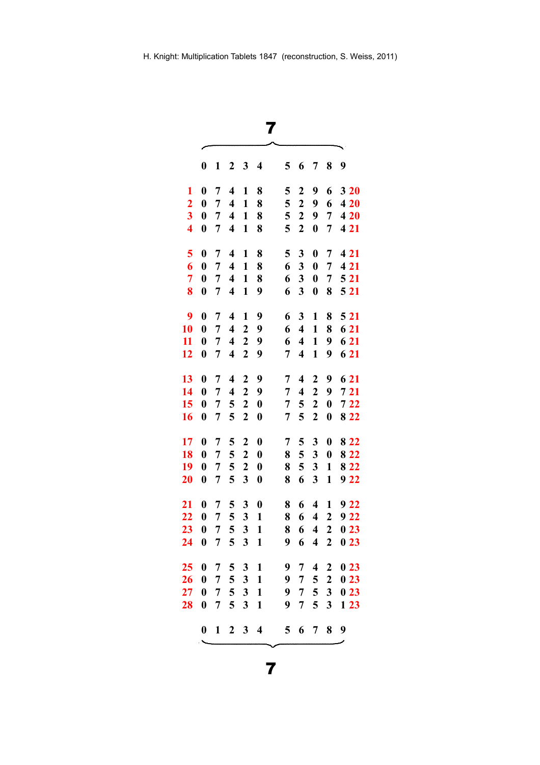# 7

| | 0 | 1 | 2 | 3 | 4 | 5 | 6 | 7 | 8 | 9 | |
|---|---|---|---|---|---|---|---|---|---|---|---|
| 1 | 0 | 7 | 4 | 1 | 8 | 5 | 2 | 9 | 6 | 3 | 20 |
| 2 | 0 | 7 | 4 | 1 | 8 | 5 | 2 | 9 | 6 | 4 | 20 |
| 3 | 0 | 7 | 4 | 1 | 8 | 5 | 2 | 9 | 7 | 4 | 20 |
| 4 | 0 | 7 | 4 | 1 | 8 | 5 | 2 | 0 | 7 | 4 | 21 |
| 5 | 0 | 7 | 4 | 1 | 8 | 5 | 3 | 0 | 7 | 4 | 21 |
| 6 | 0 | 7 | 4 | 1 | 8 | 6 | 3 | 0 | 7 | 4 | 21 |
| 7 | 0 | 7 | 4 | 1 | 8 | 6 | 3 | 0 | 7 | 5 | 21 |
| 8 | 0 | 7 | 4 | 1 | 9 | 6 | 3 | 0 | 8 | 5 | 21 |
| 9 | 0 | 7 | 4 | 1 | 9 | 6 | 3 | 1 | 8 | 5 | 21 |
| 10 | 0 | 7 | 4 | 2 | 9 | 6 | 4 | 1 | 8 | 6 | 21 |
| 11 | 0 | 7 | 4 | 2 | 9 | 6 | 4 | 1 | 9 | 6 | 21 |
| 12 | 0 | 7 | 4 | 2 | 9 | 7 | 4 | 1 | 9 | 6 | 21 |
| 13 | 0 | 7 | 4 | 2 | 9 | 7 | 4 | 2 | 9 | 6 | 21 |
| 14 | 0 | 7 | 4 | 2 | 9 | 7 | 4 | 2 | 9 | 7 | 21 |
| 15 | 0 | 7 | 5 | 2 | 0 | 7 | 5 | 2 | 0 | 7 | 22 |
| 16 | 0 | 7 | 5 | 2 | 0 | 7 | 5 | 2 | 0 | 8 | 22 |
| 17 | 0 | 7 | 5 | 2 | 0 | 7 | 5 | 3 | 0 | 8 | 22 |
| 18 | 0 | 7 | 5 | 2 | 0 | 8 | 5 | 3 | 0 | 8 | 22 |
| 19 | 0 | 7 | 5 | 2 | 0 | 8 | 5 | 3 | 1 | 8 | 22 |
| 20 | 0 | 7 | 5 | 3 | 0 | 8 | 6 | 3 | 1 | 9 | 22 |
| 21 | 0 | 7 | 5 | 3 | 0 | 8 | 6 | 4 | 1 | 9 | 22 |
| 22 | 0 | 7 | 5 | 3 | 1 | 8 | 6 | 4 | 2 | 9 | 22 |
| 23 | 0 | 7 | 5 | 3 | 1 | 8 | 6 | 4 | 2 | 0 | 23 |
| 24 | 0 | 7 | 5 | 3 | 1 | 9 | 6 | 4 | 2 | 0 | 23 |
| 25 | 0 | 7 | 5 | 3 | 1 | 9 | 7 | 4 | 2 | 0 | 23 |
| 26 | 0 | 7 | 5 | 3 | 1 | 9 | 7 | 5 | 2 | 0 | 23 |
| 27 | 0 | 7 | 5 | 3 | 1 | 9 | 7 | 5 | 3 | 0 | 23 |
| 28 | 0 | 7 | 5 | 3 | 1 | 9 | 7 | 5 | 3 | 1 | 23 |
| | 0 | 1 | 2 | 3 | 4 | 5 | 6 | 7 | 8 | 9 | |

# 7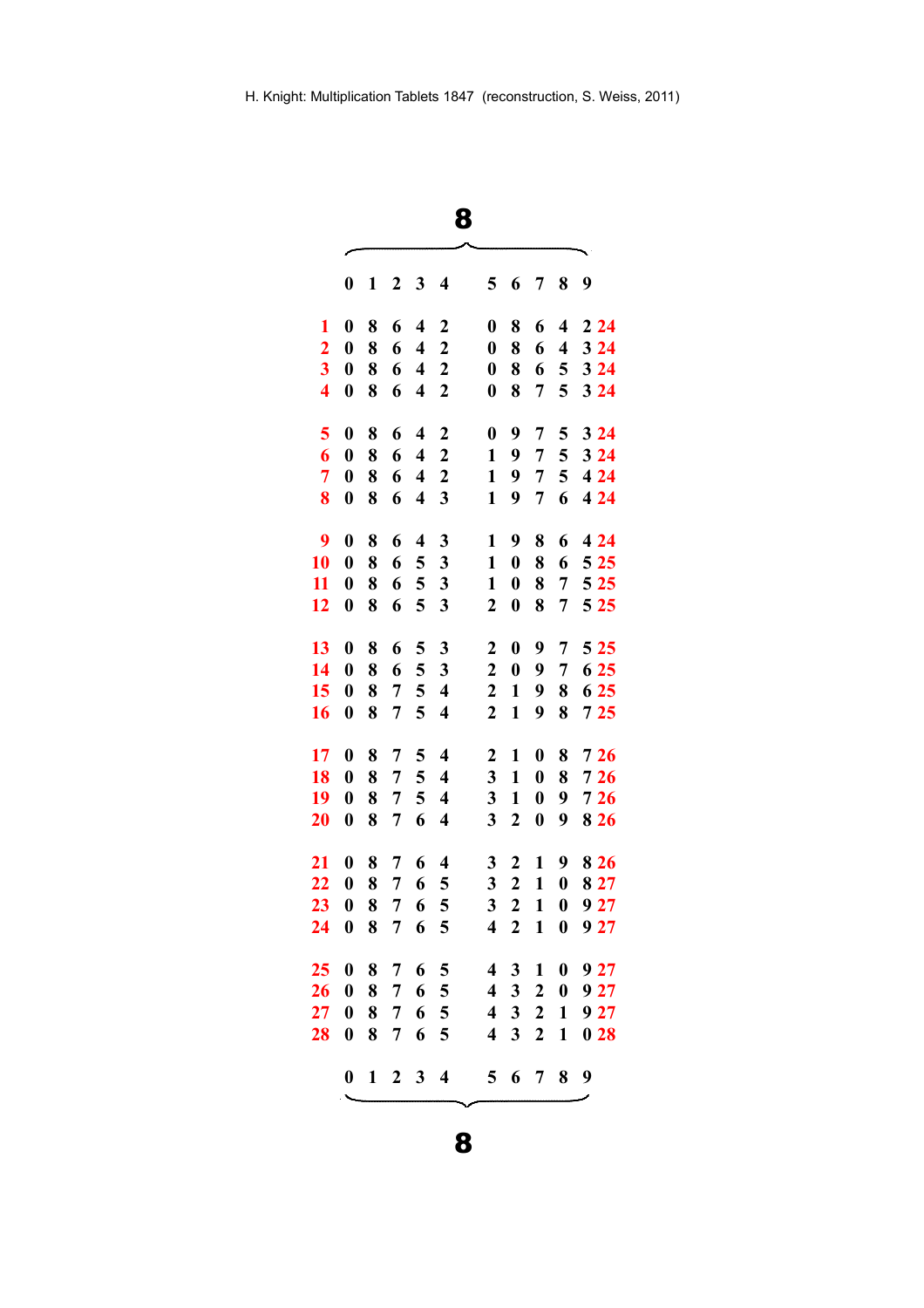# 8

| | 0 | 1 | 2 | 3 | 4 | 5 | 6 | 7 | 8 | 9 | |
|---|---|---|---|---|---|---|---|---|---|---|---|
| 1 | 0 | 8 | 6 | 4 | 2 | 0 | 8 | 6 | 4 | 2 | 24 |
| 2 | 0 | 8 | 6 | 4 | 2 | 0 | 8 | 6 | 4 | 3 | 24 |
| 3 | 0 | 8 | 6 | 4 | 2 | 0 | 8 | 6 | 5 | 3 | 24 |
| 4 | 0 | 8 | 6 | 4 | 2 | 0 | 8 | 7 | 5 | 3 | 24 |
| 5 | 0 | 8 | 6 | 4 | 2 | 0 | 9 | 7 | 5 | 3 | 24 |
| 6 | 0 | 8 | 6 | 4 | 2 | 1 | 9 | 7 | 5 | 3 | 24 |
| 7 | 0 | 8 | 6 | 4 | 2 | 1 | 9 | 7 | 5 | 4 | 24 |
| 8 | 0 | 8 | 6 | 4 | 3 | 1 | 9 | 7 | 6 | 4 | 24 |
| 9 | 0 | 8 | 6 | 4 | 3 | 1 | 9 | 8 | 6 | 4 | 24 |
| 10 | 0 | 8 | 6 | 5 | 3 | 1 | 0 | 8 | 6 | 5 | 25 |
| 11 | 0 | 8 | 6 | 5 | 3 | 1 | 0 | 8 | 7 | 5 | 25 |
| 12 | 0 | 8 | 6 | 5 | 3 | 2 | 0 | 8 | 7 | 5 | 25 |
| 13 | 0 | 8 | 6 | 5 | 3 | 2 | 0 | 9 | 7 | 5 | 25 |
| 14 | 0 | 8 | 6 | 5 | 3 | 2 | 0 | 9 | 7 | 6 | 25 |
| 15 | 0 | 8 | 7 | 5 | 4 | 2 | 1 | 9 | 8 | 6 | 25 |
| 16 | 0 | 8 | 7 | 5 | 4 | 2 | 1 | 9 | 8 | 7 | 25 |
| 17 | 0 | 8 | 7 | 5 | 4 | 2 | 1 | 0 | 8 | 7 | 26 |
| 18 | 0 | 8 | 7 | 5 | 4 | 3 | 1 | 0 | 8 | 7 | 26 |
| 19 | 0 | 8 | 7 | 5 | 4 | 3 | 1 | 0 | 9 | 7 | 26 |
| 20 | 0 | 8 | 7 | 6 | 4 | 3 | 2 | 0 | 9 | 8 | 26 |
| 21 | 0 | 8 | 7 | 6 | 4 | 3 | 2 | 1 | 9 | 8 | 26 |
| 22 | 0 | 8 | 7 | 6 | 5 | 3 | 2 | 1 | 0 | 8 | 27 |
| 23 | 0 | 8 | 7 | 6 | 5 | 3 | 2 | 1 | 0 | 9 | 27 |
| 24 | 0 | 8 | 7 | 6 | 5 | 4 | 2 | 1 | 0 | 9 | 27 |
| 25 | 0 | 8 | 7 | 6 | 5 | 4 | 3 | 1 | 0 | 9 | 27 |
| 26 | 0 | 8 | 7 | 6 | 5 | 4 | 3 | 2 | 0 | 9 | 27 |
| 27 | 0 | 8 | 7 | 6 | 5 | 4 | 3 | 2 | 1 | 9 | 27 |
| 28 | 0 | 8 | 7 | 6 | 5 | 4 | 3 | 2 | 1 | 0 | 28 |
| | 0 | 1 | 2 | 3 | 4 | 5 | 6 | 7 | 8 | 9 | |

# 8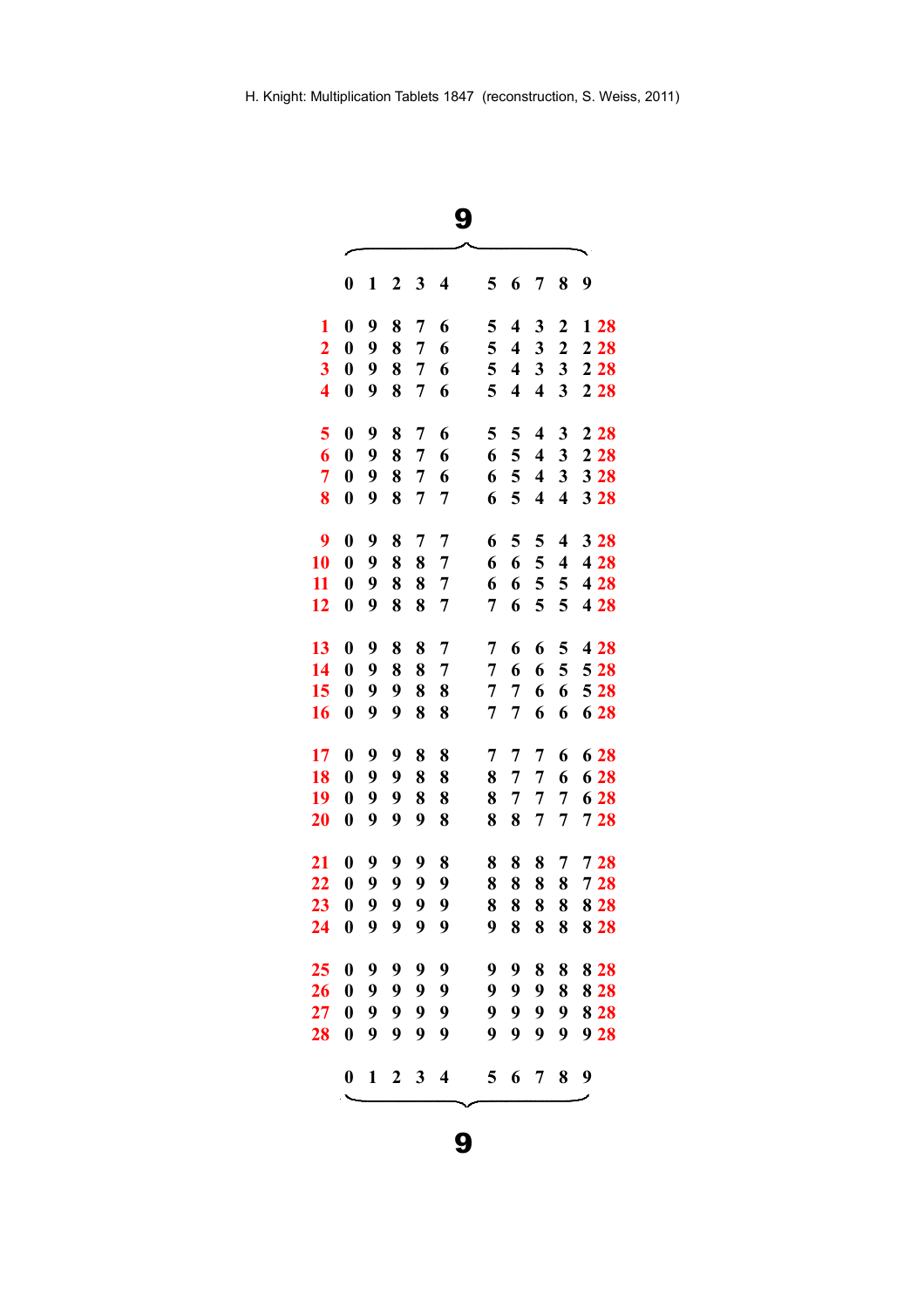H. Knight: Multiplication Tablets 1847 (reconstruction, S. Weiss, 2011)

# 9

| | 0 | 1 | 2 | 3 | 4 | 5 | 6 | 7 | 8 | 9 | |
|---|---|---|---|---|---|---|---|---|---|---|---|
| 1 | 0 | 9 | 8 | 7 | 6 | 5 | 4 | 3 | 2 | 1 | 28 |
| 2 | 0 | 9 | 8 | 7 | 6 | 5 | 4 | 3 | 2 | 2 | 28 |
| 3 | 0 | 9 | 8 | 7 | 6 | 5 | 4 | 3 | 3 | 2 | 28 |
| 4 | 0 | 9 | 8 | 7 | 6 | 5 | 4 | 4 | 3 | 2 | 28 |
| 5 | 0 | 9 | 8 | 7 | 6 | 5 | 5 | 4 | 3 | 2 | 28 |
| 6 | 0 | 9 | 8 | 7 | 6 | 6 | 5 | 4 | 3 | 2 | 28 |
| 7 | 0 | 9 | 8 | 7 | 6 | 6 | 5 | 4 | 3 | 3 | 28 |
| 8 | 0 | 9 | 8 | 7 | 7 | 6 | 5 | 4 | 4 | 3 | 28 |
| 9 | 0 | 9 | 8 | 7 | 7 | 6 | 5 | 5 | 4 | 3 | 28 |
| 10 | 0 | 9 | 8 | 8 | 7 | 6 | 6 | 5 | 4 | 4 | 28 |
| 11 | 0 | 9 | 8 | 8 | 7 | 6 | 6 | 5 | 5 | 4 | 28 |
| 12 | 0 | 9 | 8 | 8 | 7 | 7 | 6 | 5 | 5 | 4 | 28 |
| 13 | 0 | 9 | 8 | 8 | 7 | 7 | 6 | 6 | 5 | 4 | 28 |
| 14 | 0 | 9 | 8 | 8 | 7 | 7 | 6 | 6 | 5 | 5 | 28 |
| 15 | 0 | 9 | 9 | 8 | 8 | 7 | 7 | 6 | 6 | 5 | 28 |
| 16 | 0 | 9 | 9 | 8 | 8 | 7 | 7 | 6 | 6 | 6 | 28 |
| 17 | 0 | 9 | 9 | 8 | 8 | 7 | 7 | 7 | 6 | 6 | 28 |
| 18 | 0 | 9 | 9 | 8 | 8 | 8 | 7 | 7 | 6 | 6 | 28 |
| 19 | 0 | 9 | 9 | 8 | 8 | 8 | 7 | 7 | 7 | 6 | 28 |
| 20 | 0 | 9 | 9 | 9 | 8 | 8 | 8 | 7 | 7 | 7 | 28 |
| 21 | 0 | 9 | 9 | 9 | 8 | 8 | 8 | 8 | 7 | 7 | 28 |
| 22 | 0 | 9 | 9 | 9 | 9 | 8 | 8 | 8 | 8 | 7 | 28 |
| 23 | 0 | 9 | 9 | 9 | 9 | 8 | 8 | 8 | 8 | 8 | 28 |
| 24 | 0 | 9 | 9 | 9 | 9 | 9 | 8 | 8 | 8 | 8 | 28 |
| 25 | 0 | 9 | 9 | 9 | 9 | 9 | 9 | 8 | 8 | 8 | 28 |
| 26 | 0 | 9 | 9 | 9 | 9 | 9 | 9 | 9 | 8 | 8 | 28 |
| 27 | 0 | 9 | 9 | 9 | 9 | 9 | 9 | 9 | 9 | 8 | 28 |
| 28 | 0 | 9 | 9 | 9 | 9 | 9 | 9 | 9 | 9 | 9 | 28 |
| | 0 | 1 | 2 | 3 | 4 | 5 | 6 | 7 | 8 | 9 | |

# 9